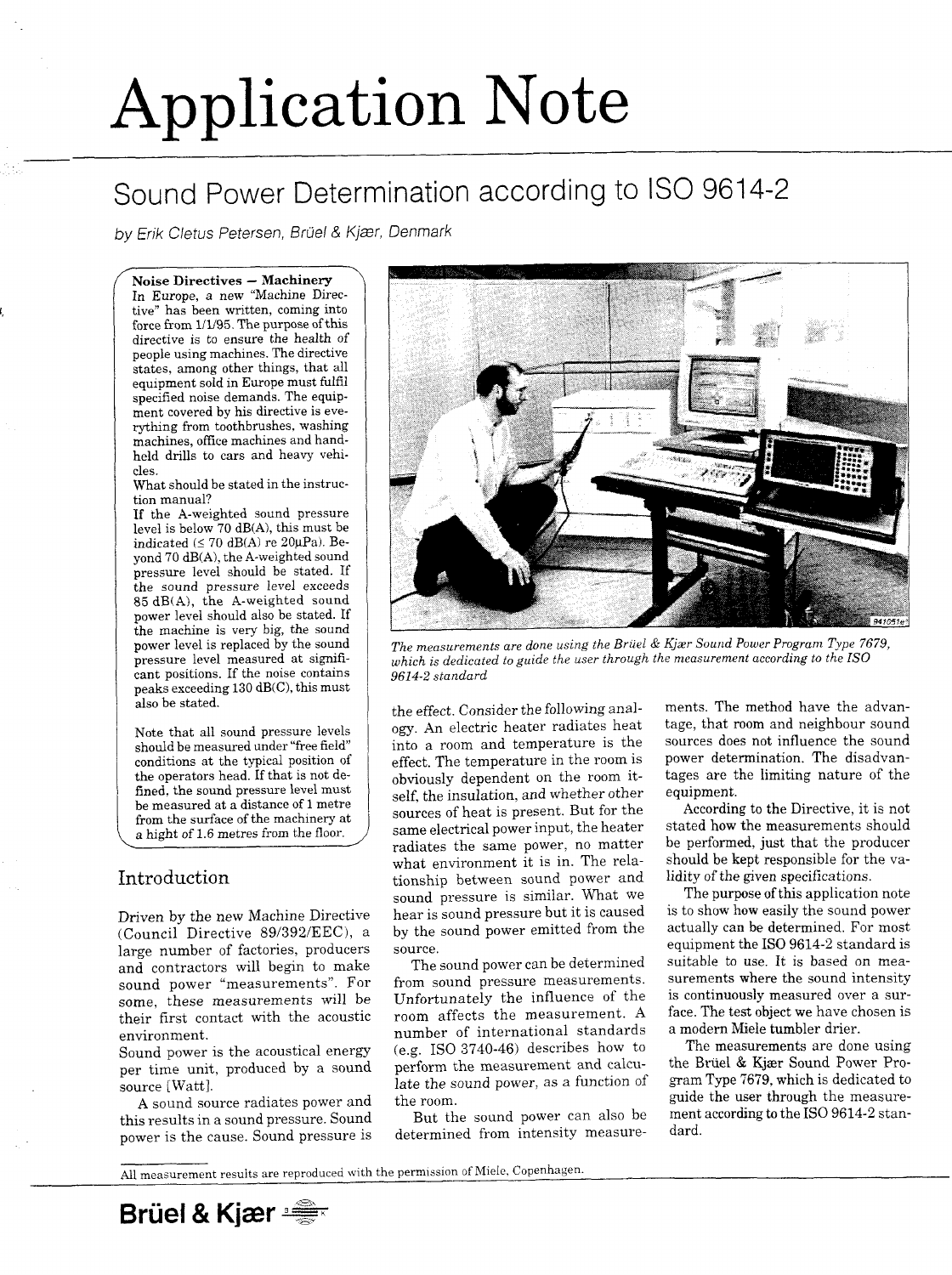# Application Note

## Sound Power Determination according to ISO 9614-2

*by Erik Cletus Petersen, Brüel & Kjær, Denmark*

**Noise Directives – Machinery**

In Europe, a new "Machine Directive" has been written, coming into force from 1/1/95. The purpose of this directive is to ensure the health of people using machines. The directive states, among other things, that all equipment sold in Europe must fulfil specified noise demands. The equipment covered by his directive is everything from toothbrushes, washing machines, office machines and hand-held drills to cars and heavy vehicles.

What should be stated in the instruction manual?

If the A-weighted sound pressure level is below 70 dB(A), this must be indicated (≤ 70 dB(A) re 20μPa). Beyond 70 dB(A), the A-weighted sound pressure level should be stated. If the sound pressure level exceeds 85 dB(A), the A-weighted sound power level should also be stated. If the machine is very big, the sound power level is replaced by the sound pressure level measured at significant positions. If the noise contains peaks exceeding 130 dB(C), this must also be stated.

Note that all sound pressure levels should be measured under "free field" conditions at the typical position of the operators head. If that is not defined, the sound pressure level must be measured at a distance of 1 metre from the surface of the machinery at a hight of 1.6 metres from the floor.

*The measurements are done using the Brüel & Kjær Sound Power Program Type 7679, which is dedicated to guide the user through the measurement according to the ISO 9614-2 standard*

## Introduction

Driven by the new Machine Directive (Council Directive 89/392/EEC), a large number of factories, producers and contractors will begin to make sound power "measurements". For some, these measurements will be their first contact with the acoustic environment.

Sound power is the acoustical energy per time unit, produced by a sound source [Watt].

A sound source radiates power and this results in a sound pressure. Sound power is the cause. Sound pressure is the effect. Consider the following analogy. An electric heater radiates heat into a room and temperature is the effect. The temperature in the room is obviously dependent on the room itself, the insulation, and whether other sources of heat is present. But for the same electrical power input, the heater radiates the same power, no matter what environment it is in. The relationship between sound power and sound pressure is similar. What we hear is sound pressure but it is caused by the sound power emitted from the source.

The sound power can be determined from sound pressure measurements. Unfortunately the influence of the room affects the measurement. A number of international standards (e.g. ISO 3740-46) describes how to perform the measurement and calculate the sound power, as a function of the room.

But the sound power can also be determined from intensity measurements. The method have the advantage, that room and neighbour sound sources does not influence the sound power determination. The disadvantages are the limiting nature of the equipment.

According to the Directive, it is not stated how the measurements should be performed, just that the producer should be kept responsible for the validity of the given specifications.

The purpose of this application note is to show how easily the sound power actually can be determined. For most equipment the ISO 9614-2 standard is suitable to use. It is based on measurements where the sound intensity is continuously measured over a surface. The test object we have chosen is a modern Miele tumbler drier.

The measurements are done using the Brüel & Kjær Sound Power Program Type 7679, which is dedicated to guide the user through the measurement according to the ISO 9614-2 standard.

All measurement results are reproduced with the permission of Miele, Copenhagen.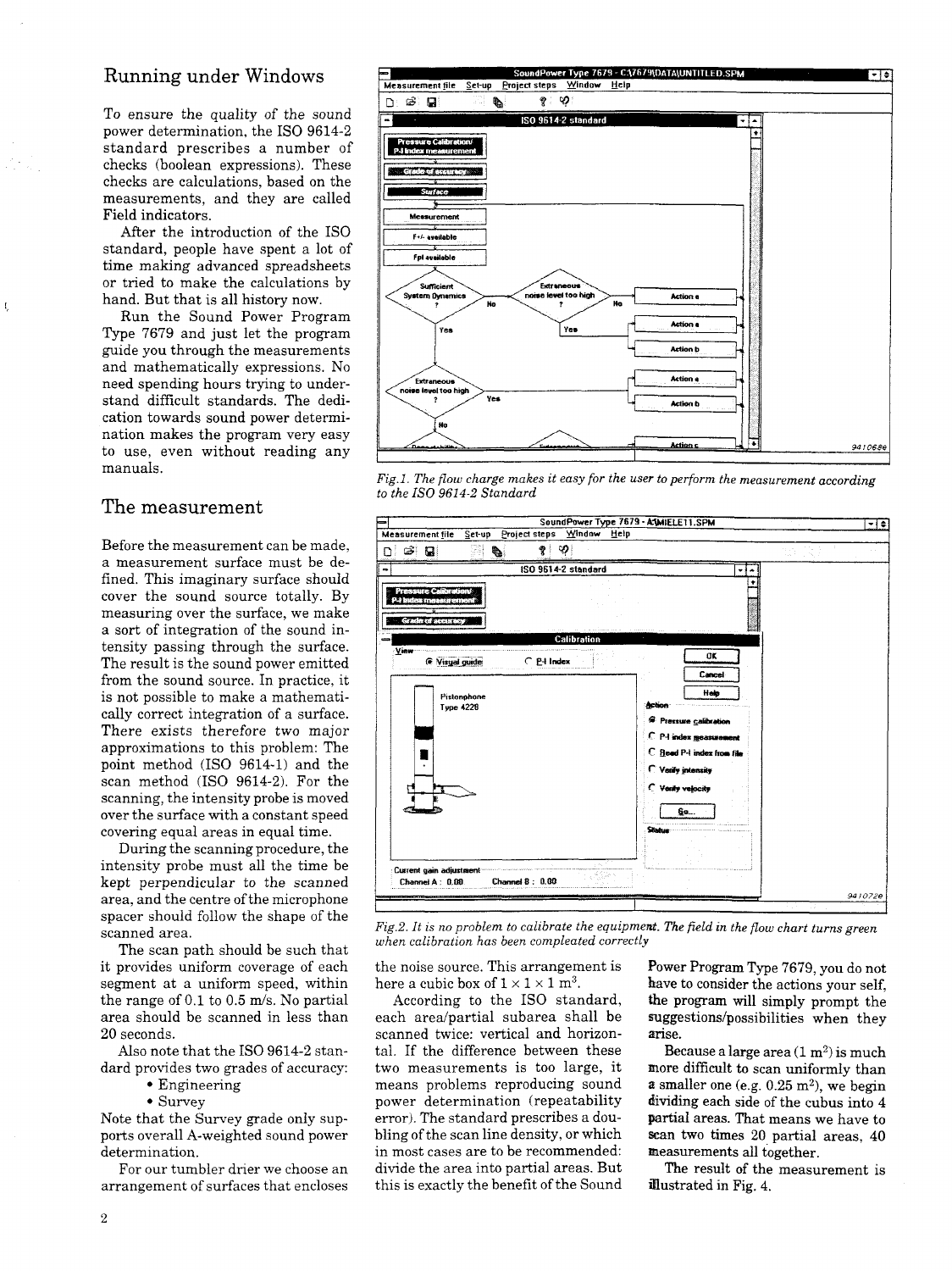## Running under Windows

To ensure the quality of the sound power determination, the ISO 9614-2 standard prescribes a number of checks (boolean expressions). These checks are calculations, based on the measurements, and they are called Field indicators.

After the introduction of the ISO standard, people have spent a lot of time making advanced spreadsheets or tried to make the calculations by hand. But that is all history now.

Run the Sound Power Program Type 7679 and just let the program guide you through the measurements and mathematically expressions. No need spending hours trying to understand difficult standards. The dedication towards sound power determination makes the program very easy to use, even without reading any manuals.

*Fig.1. The flow charge makes it easy for the user to perform the measurement according to the ISO 9614-2 Standard*

## The measurement

Before the measurement can be made, a measurement surface must be defined. This imaginary surface should cover the sound source totally. By measuring over the surface, we make a sort of integration of the sound intensity passing through the surface. The result is the sound power emitted from the sound source. In practice, it is not possible to make a mathematically correct integration of a surface. There exists therefore two major approximations to this problem: The point method (ISO 9614-1) and the scan method (ISO 9614-2). For the scanning, the intensity probe is moved over the surface with a constant speed covering equal areas in equal time.

During the scanning procedure, the intensity probe must all the time be kept perpendicular to the scanned area, and the centre of the microphone spacer should follow the shape of the scanned area.

The scan path should be such that it provides uniform coverage of each segment at a uniform speed, within the range of 0.1 to 0.5 m/s. No partial area should be scanned in less than 20 seconds.

Also note that the ISO 9614-2 standard provides two grades of accuracy:

- Engineering
- Survey

Note that the Survey grade only supports overall A-weighted sound power determination.

For our tumbler drier we choose an arrangement of surfaces that encloses the noise source. This arrangement is here a cubic box of 1 × 1 × 1 $m^3$.

According to the ISO standard, each area/partial subarea shall be scanned twice: vertical and horizontal. If the difference between these two measurements is too large, it means problems reproducing sound power determination (repeatability error). The standard prescribes a doubling of the scan line density, or which in most cases are to be recommended: divide the area into partial areas. But this is exactly the benefit of the Sound Power Program Type 7679, you do not have to consider the actions your self, the program will simply prompt the suggestions/possibilities when they arise.

Because a large area (1 $m^2$) is much more difficult to scan uniformly than a smaller one (e.g. 0.25 $m^2$), we begin dividing each side of the cubus into 4 partial areas. That means we have to scan two times 20 partial areas, 40 measurements all together.

The result of the measurement is illustrated in Fig. 4.

*Fig.2. It is no problem to calibrate the equipment. The field in the flow chart turns green when calibration has been compleeated correctly*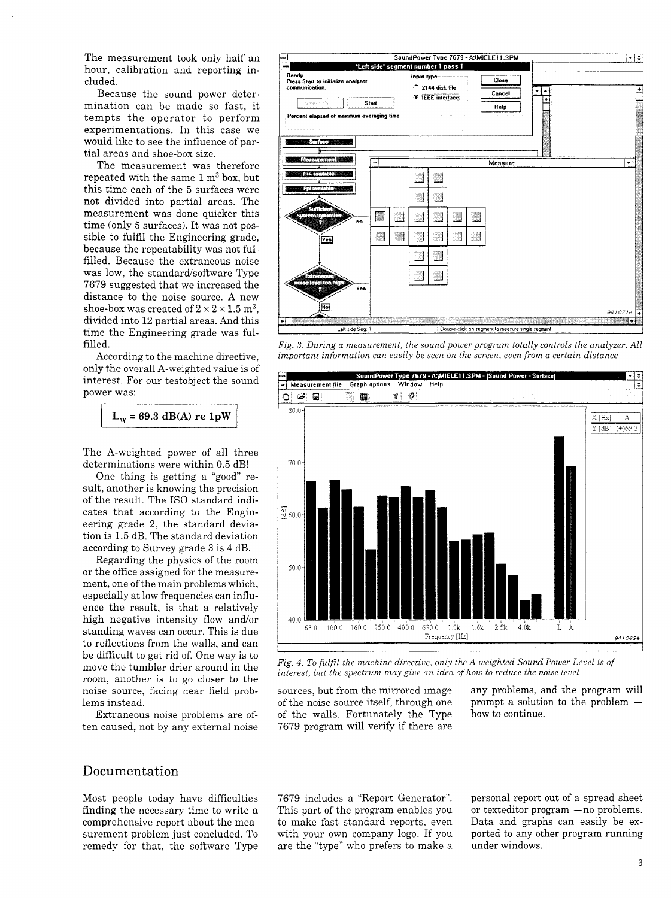The measurement took only half an hour, calibration and reporting included.

Because the sound power determination can be made so fast, it tempts the operator to perform experimentations. In this case we would like to see the influence of partial areas and shoe-box size.

The measurement was therefore repeated with the same 1 m$^3$ box, but this time each of the 5 surfaces were not divided into partial areas. The measurement was done quicker this time (only 5 surfaces). It was not possible to fulfil the Engineering grade, because the repeatability was not fulfilled. Because the extraneous noise was low, the standard/software Type 7679 suggested that we increased the distance to the noise source. A new shoe-box was created of $2 \times 2 \times 1.5$ m$^3$, divided into 12 partial areas. And this time the Engineering grade was fulfilled.

According to the machine directive, only the overall A-weighted value is of interest. For our testobject the sound power was:

$$L_W = 69.3 \text{ dB(A) re 1pW}$$

The A-weighted power of all three determinations were within 0.5 dB!

One thing is getting a "good" result, another is knowing the precision of the result. The ISO standard indicates that according to the Engineering grade 2, the standard deviation is 1.5 dB. The standard deviation according to Survey grade 3 is 4 dB.

Regarding the physics of the room or the office assigned for the measurement, one of the main problems which, especially at low frequencies can influence the result, is that a relatively high negative intensity flow and/or standing waves can occur. This is due to reflections from the walls, and can be difficult to get rid of. One way is to move the tumbler drier around in the room, another is to go closer to the noise source, facing near field problems instead.

Extraneous noise problems are often caused, not by any external noise sources, but from the mirrored image of the noise source itself, through one of the walls. Fortunately the Type 7679 program will verify if there are any problems, and the program will prompt a solution to the problem — how to continue.

*Fig. 3. During a measurement, the sound power program totally controls the analyzer. All important information can easily be seen on the screen, even from a certain distance*

*Fig. 4. To fulfil the machine directive, only the A-weighted Sound Power Level is of interest, but the spectrum may give an idea of how to reduce the noise level*

## Documentation

Most people today have difficulties finding the necessary time to write a comprehensive report about the measurement problem just concluded. To remedy for that, the software Type 7679 includes a "Report Generator". This part of the program enables you to make fast standard reports, even with your own company logo. If you are the "type" who prefers to make a personal report out of a spread sheet or texteditor program —no problems. Data and graphs can easily be exported to any other program running under windows.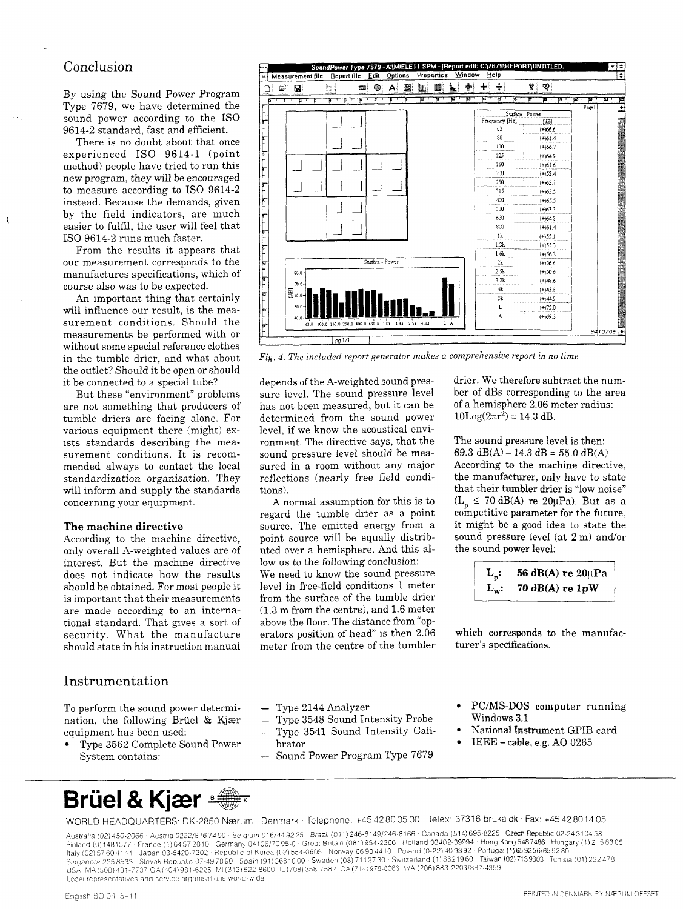## Conclusion

By using the Sound Power Program Type 7679, we have determined the sound power according to the ISO 9614-2 standard, fast and efficient.

There is no doubt about that once experienced ISO 9614-1 (point method) people have tried to run this new program, they will be encouraged to measure according to ISO 9614-2 instead. Because the demands, given by the field indicators, are much easier to fulfil, the user will feel that ISO 9614-2 runs much faster.

From the results it appears that our measurement corresponds to the manufactures specifications, which of course also was to be expected.

An important thing that certainly will influence our result, is the measurement conditions. Should the measurements be performed with or without some special reference clothes in the tumble drier, and what about the outlet? Should it be open or should it be connected to a special tube?

But these "environment" problems are not something that producers of tumble driers are facing alone. For various equipment there (might) exists standards describing the measurement conditions. It is recommended always to contact the local standardization organisation. They will inform and supply the standards concerning your equipment.

*Fig. 4. The included report generator makes a comprehensive report in no time*

### The machine directive

According to the machine directive, only overall A-weighted values are of interest. But the machine directive does not indicate how the results should be obtained. For most people it is important that their measurements are made according to an international standard. That gives a sort of security. What the manufacture should state in his instruction manual depends of the A-weighted sound pressure level. The sound pressure level has not been measured, but it can be determined from the sound power level, if we know the acoustical environment. The directive says, that the sound pressure level should be measured in a room without any major reflections (nearly free field conditions).

A normal assumption for this is to regard the tumble drier as a point source. The emitted energy from a point source will be equally distributed over a hemisphere. And this allow us to the following conclusion:
We need to know the sound pressure level in free-field conditions 1 meter from the surface of the tumble drier (1.3 m from the centre), and 1.6 meter above the floor. The distance from "operators position of head" is then 2.06 meter from the centre of the tumbler drier. We therefore subtract the number of dBs corresponding to the area of a hemisphere 2.06 meter radius: $10\text{Log}(2\pi r^2) = 14.3$ dB.

The sound pressure level is then:
69.3 dB(A) – 14.3 dB = 55.0 dB(A)
According to the machine directive, the manufacturer, only have to state that their tumbler drier is "low noise" ($L_p \leq 70$ dB(A) re 20μPa). But as a competitive parameter for the future, it might be a good idea to state the sound pressure level (at 2 m) and/or the sound power level:

**$L_p$: 56 dB(A) re 20μPa**
**$L_W$: 70 dB(A) re 1pW**

which corresponds to the manufacturer's specifications.

## Instrumentation

To perform the sound power determination, the following Brüel & Kjær equipment has been used:

- Type 3562 Complete Sound Power System contains:
  - Type 2144 Analyzer
  - Type 3548 Sound Intensity Probe
  - Type 3541 Sound Intensity Calibrator
  - Sound Power Program Type 7679
- PC/MS-DOS computer running Windows 3.1
- National Instrument GPIB card
- IEEE – cable, e.g. AO 0265

**Brüel & Kjær**

WORLD HEADQUARTERS: DK-2850 Nærum · Denmark · Telephone: +45 42 80 05 00 · Telex: 37316 bruka dk · Fax: +45 42 80 14 05

Australia (02)450-2066 · Austria 0222/816 74 00 · Belgium 016/44 92 25 · Brazil (011)246-8149/246-8166 · Canada (514)695-8225 · Czech Republic 02-24 31 04 58 · Finland (0)1481577 · France (1)64 57 20 10 · Germany 04106/7095-0 · Great Britain (081)954-2366 · Holland 03402-39994 · Hong Kong 5487486 · Hungary (1)215 83 05 · Italy (02)57 60 41 41 · Japan 03-5420-7302 · Republic of Korea (02)554-0605 · Norway 66 90 44 10 · Poland (0-22)40 93 92 · Portugal (1)65 92 56/65 92 80 · Singapore 225 8533 · Slovak Republic 07-497890 · Spain (91)368 10 00 · Sweden (08)71127 30 · Switzerland (1)8621960 · Taiwan (02)7139303 · Tunisia (01)232 478 · USA: MA (508)481-7737 GA (404)981-6225 MI (313)522-8600 IL (708)358-7582 CA (714)978-8066 WA (206)883-2203/882-4359
Local representatives and service organisations world-wide

English BO 0415-11

PRINTED IN DENMARK BY NÆRUM OFFSET